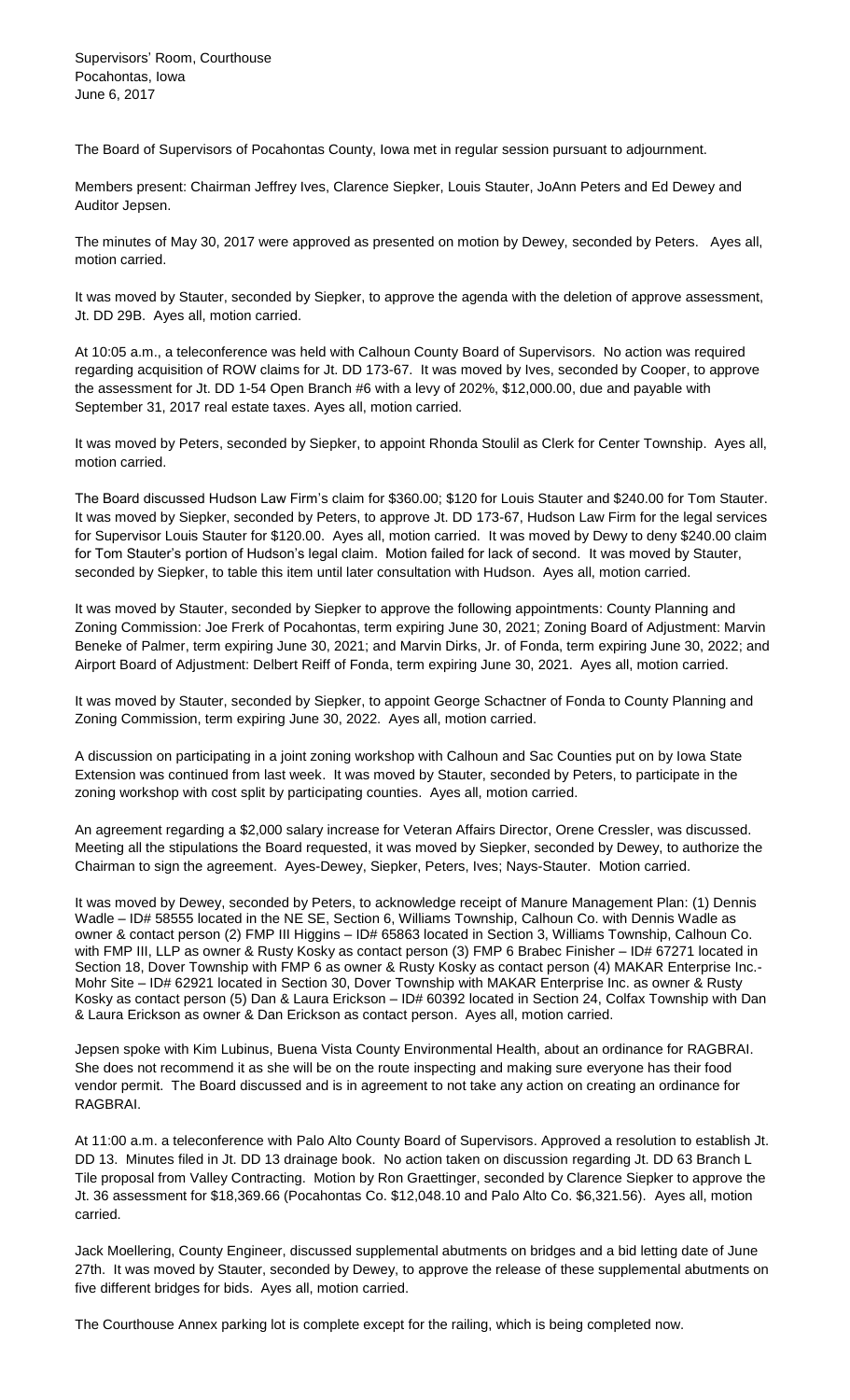Supervisors' Room, Courthouse
Pocahontas, Iowa
June 6, 2017

The Board of Supervisors of Pocahontas County, Iowa met in regular session pursuant to adjournment.

Members present: Chairman Jeffrey Ives, Clarence Siepker, Louis Stauter, JoAnn Peters and Ed Dewey and Auditor Jepsen.

The minutes of May 30, 2017 were approved as presented on motion by Dewey, seconded by Peters. Ayes all, motion carried.

It was moved by Stauter, seconded by Siepker, to approve the agenda with the deletion of approve assessment, Jt. DD 29B. Ayes all, motion carried.

At 10:05 a.m., a teleconference was held with Calhoun County Board of Supervisors. No action was required regarding acquisition of ROW claims for Jt. DD 173-67. It was moved by Ives, seconded by Cooper, to approve the assessment for Jt. DD 1-54 Open Branch #6 with a levy of 202%, $12,000.00, due and payable with September 31, 2017 real estate taxes. Ayes all, motion carried.

It was moved by Peters, seconded by Siepker, to appoint Rhonda Stoulil as Clerk for Center Township. Ayes all, motion carried.

The Board discussed Hudson Law Firm's claim for $360.00; $120 for Louis Stauter and $240.00 for Tom Stauter. It was moved by Siepker, seconded by Peters, to approve Jt. DD 173-67, Hudson Law Firm for the legal services for Supervisor Louis Stauter for $120.00. Ayes all, motion carried. It was moved by Dewy to deny $240.00 claim for Tom Stauter's portion of Hudson's legal claim. Motion failed for lack of second. It was moved by Stauter, seconded by Siepker, to table this item until later consultation with Hudson. Ayes all, motion carried.

It was moved by Stauter, seconded by Siepker to approve the following appointments: County Planning and Zoning Commission: Joe Frerk of Pocahontas, term expiring June 30, 2021; Zoning Board of Adjustment: Marvin Beneke of Palmer, term expiring June 30, 2021; and Marvin Dirks, Jr. of Fonda, term expiring June 30, 2022; and Airport Board of Adjustment: Delbert Reiff of Fonda, term expiring June 30, 2021. Ayes all, motion carried.

It was moved by Stauter, seconded by Siepker, to appoint George Schactner of Fonda to County Planning and Zoning Commission, term expiring June 30, 2022. Ayes all, motion carried.

A discussion on participating in a joint zoning workshop with Calhoun and Sac Counties put on by Iowa State Extension was continued from last week. It was moved by Stauter, seconded by Peters, to participate in the zoning workshop with cost split by participating counties. Ayes all, motion carried.

An agreement regarding a $2,000 salary increase for Veteran Affairs Director, Orene Cressler, was discussed. Meeting all the stipulations the Board requested, it was moved by Siepker, seconded by Dewey, to authorize the Chairman to sign the agreement. Ayes-Dewey, Siepker, Peters, Ives; Nays-Stauter. Motion carried.

It was moved by Dewey, seconded by Peters, to acknowledge receipt of Manure Management Plan: (1) Dennis Wadle – ID# 58555 located in the NE SE, Section 6, Williams Township, Calhoun Co. with Dennis Wadle as owner & contact person (2) FMP III Higgins – ID# 65863 located in Section 3, Williams Township, Calhoun Co. with FMP III, LLP as owner & Rusty Kosky as contact person (3) FMP 6 Brabec Finisher – ID# 67271 located in Section 18, Dover Township with FMP 6 as owner & Rusty Kosky as contact person (4) MAKAR Enterprise Inc.- Mohr Site – ID# 62921 located in Section 30, Dover Township with MAKAR Enterprise Inc. as owner & Rusty Kosky as contact person (5) Dan & Laura Erickson – ID# 60392 located in Section 24, Colfax Township with Dan & Laura Erickson as owner & Dan Erickson as contact person. Ayes all, motion carried.

Jepsen spoke with Kim Lubinus, Buena Vista County Environmental Health, about an ordinance for RAGBRAI. She does not recommend it as she will be on the route inspecting and making sure everyone has their food vendor permit. The Board discussed and is in agreement to not take any action on creating an ordinance for RAGBRAI.

At 11:00 a.m. a teleconference with Palo Alto County Board of Supervisors. Approved a resolution to establish Jt. DD 13. Minutes filed in Jt. DD 13 drainage book. No action taken on discussion regarding Jt. DD 63 Branch L Tile proposal from Valley Contracting. Motion by Ron Graettinger, seconded by Clarence Siepker to approve the Jt. 36 assessment for $18,369.66 (Pocahontas Co. $12,048.10 and Palo Alto Co. $6,321.56). Ayes all, motion carried.

Jack Moellering, County Engineer, discussed supplemental abutments on bridges and a bid letting date of June 27th. It was moved by Stauter, seconded by Dewey, to approve the release of these supplemental abutments on five different bridges for bids. Ayes all, motion carried.

The Courthouse Annex parking lot is complete except for the railing, which is being completed now.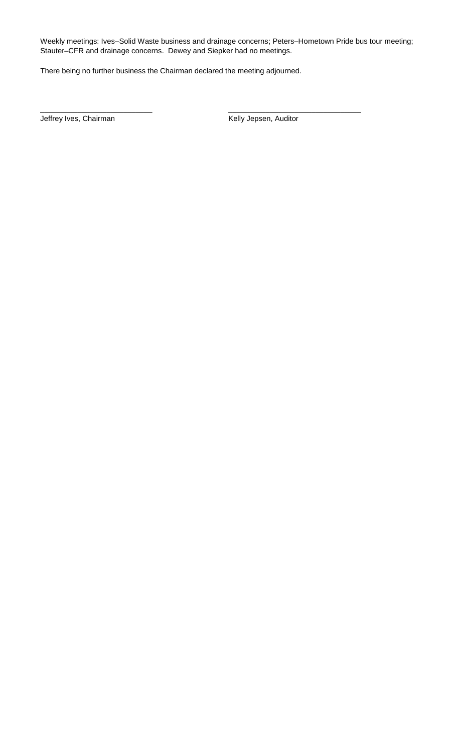Weekly meetings: Ives–Solid Waste business and drainage concerns; Peters–Hometown Pride bus tour meeting; Stauter–CFR and drainage concerns. Dewey and Siepker had no meetings.

There being no further business the Chairman declared the meeting adjourned.

| | |
|---|---|
| Jeffrey Ives, Chairman | Kelly Jepsen, Auditor |